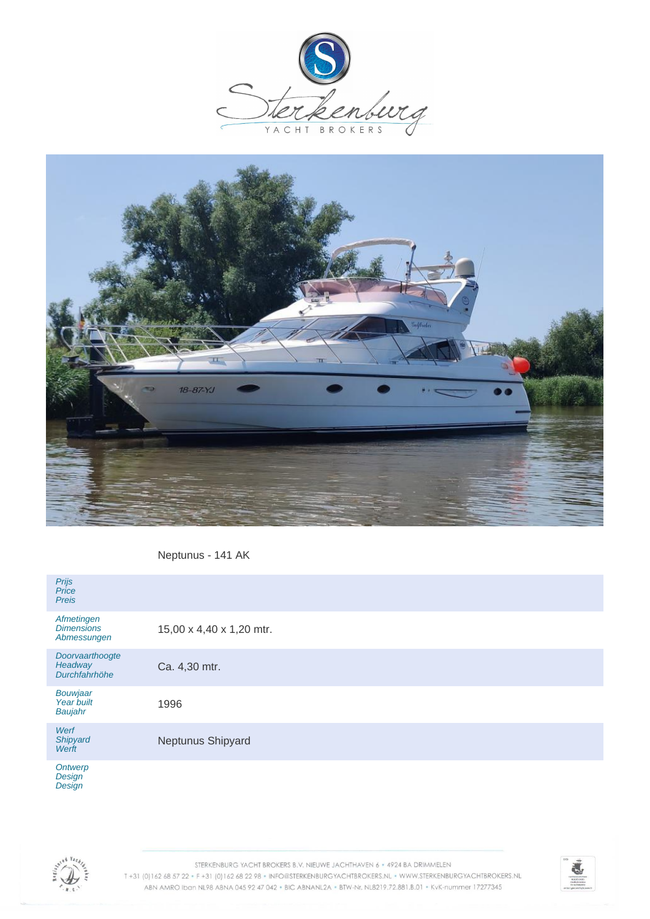Neptunus - 141 AK

| | |
|---|---|
| *Prijs*<br>*Price*<br>*Preis* | |
| *Afmetingen*<br>*Dimensions*<br>*Abmessungen* | 15,00 x 4,40 x 1,20 mtr. |
| *Doorvaarthoogte*<br>*Headway*<br>*Durchfahrhöhe* | Ca. 4,30 mtr. |
| *Bouwjaar*<br>*Year built*<br>*Baujahr* | 1996 |
| *Werf*<br>*Shipyard*<br>*Werft* | Neptunus Shipyard |
| *Ontwerp*<br>*Design*<br>*Design* | |

STERKENBURG YACHT BROKERS B.V. NIEUWE JACHTHAVEN 6 • 4924 BA DRIMMELEN
T +31 (0)162 68 57 22 • F +31 (0)162 68 22 98 • INFO@STERKENBURGYACHTBROKERS.NL • WWW.STERKENBURGYACHTBROKERS.NL
ABN AMRO Iban NL98 ABNA 045 92 47 042 • BIC ABNANL2A • BTW-Nr. NL8219.72.881.B.01 • KvK-nummer 17277345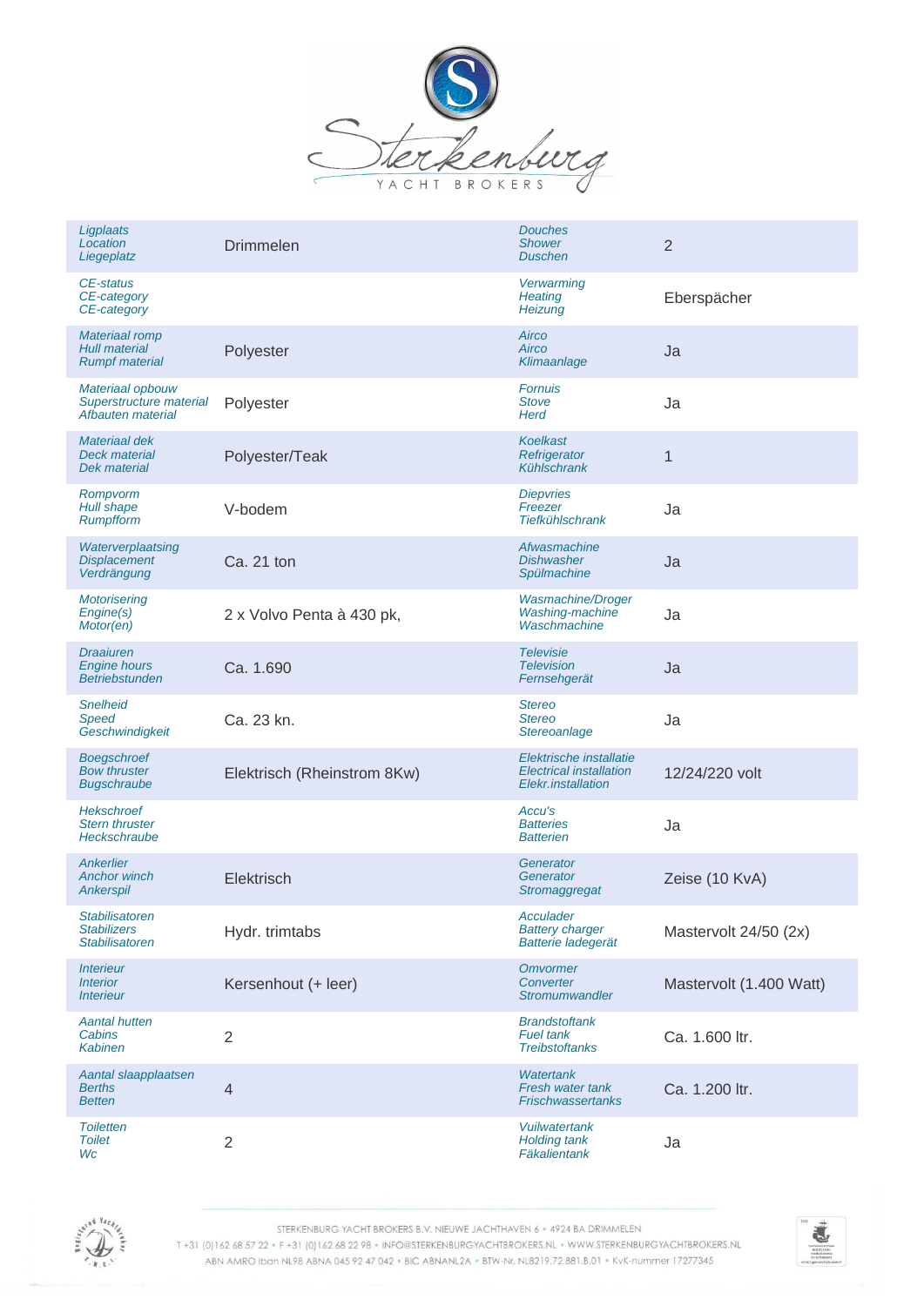| | | | |
|---|---|---|---|
| *Ligplaats* *Location* *Liegeplatz* | Drimmelen | *Douches* *Shower* *Duschen* | 2 |
| *CE-status* *CE-category* *CE-category* | | *Verwarming* *Heating* *Heizung* | Eberspächer |
| *Materiaal romp* *Hull material* *Rumpf material* | Polyester | *Airco* *Airco* *Klimaanlage* | Ja |
| *Materiaal opbouw* *Superstructure material* *Afbauten material* | Polyester | *Fornuis* *Stove* *Herd* | Ja |
| *Materiaal dek* *Deck material* *Dek material* | Polyester/Teak | *Koelkast* *Refrigerator* *Kühlschrank* | 1 |
| *Rompvorm* *Hull shape* *Rumpfform* | V-bodem | *Diepvries* *Freezer* *Tiefkühlschrank* | Ja |
| *Waterverplaatsing* *Displacement* *Verdrängung* | Ca. 21 ton | *Afwasmachine* *Dishwasher* *Spülmachine* | Ja |
| *Motorisering* *Engine(s)* *Motor(en)* | 2 x Volvo Penta à 430 pk, | *Wasmachine/Droger* *Washing-machine* *Waschmachine* | Ja |
| *Draaiuren* *Engine hours* *Betriebstunden* | Ca. 1.690 | *Televisie* *Television* *Fernsehgerät* | Ja |
| *Snelheid* *Speed* *Geschwindigkeit* | Ca. 23 kn. | *Stereo* *Stereo* *Stereoanlage* | Ja |
| *Boegschroef* *Bow thruster* *Bugschraube* | Elektrisch (Rheinstrom 8Kw) | *Elektrische installatie* *Electrical installation* *Elekr.installation* | 12/24/220 volt |
| *Hekschroef* *Stern thruster* *Heckschraube* | | *Accu's* *Batteries* *Batterien* | Ja |
| *Ankerlier* *Anchor winch* *Ankerspil* | Elektrisch | *Generator* *Generator* *Stromaggregat* | Zeise (10 KvA) |
| *Stabilisatoren* *Stabilizers* *Stabilisatoren* | Hydr. trimtabs | *Acculader* *Battery charger* *Batterie ladegerät* | Mastervolt 24/50 (2x) |
| *Interieur* *Interior* *Interieur* | Kersenhout (+ leer) | *Omvormer* *Converter* *Stromumwandler* | Mastervolt (1.400 Watt) |
| *Aantal hutten* *Cabins* *Kabinen* | 2 | *Brandstoftank* *Fuel tank* *Treibstoftanks* | Ca. 1.600 ltr. |
| *Aantal slaapplaatsen* *Berths* *Betten* | 4 | *Watertank* *Fresh water tank* *Frischwassertanks* | Ca. 1.200 ltr. |
| *Toiletten* *Toilet* *Wc* | 2 | *Vuilwatertank* *Holding tank* *Fäkalientank* | Ja |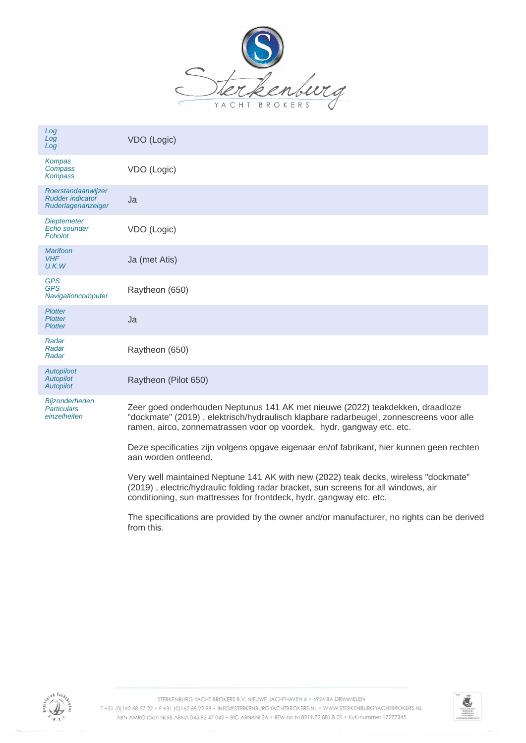| | |
|---|---|
| *Log*<br>*Log*<br>*Log* | VDO (Logic) |
| *Kompas*<br>*Compass*<br>*Kompass* | VDO (Logic) |
| *Roerstandaanwijzer*<br>*Rudder indicator*<br>*Ruderlagenanzeiger* | Ja |
| *Dieptemeter*<br>*Echo sounder*<br>*Echolot* | VDO (Logic) |
| *Marifoon*<br>*VHF*<br>*U.K.W* | Ja (met Atis) |
| *GPS*<br>*GPS*<br>*Navigationcomputer* | Raytheon (650) |
| *Plotter*<br>*Plotter*<br>*Plotter* | Ja |
| *Radar*<br>*Radar*<br>*Radar* | Raytheon (650) |
| *Autopiloot*<br>*Autopilot*<br>*Autopilot* | Raytheon (Pilot 650) |
| *Bijzonderheden*<br>*Particulars*<br>*einzelheiten* | Zeer goed onderhouden Neptunus 141 AK met nieuwe (2022) teakdekken, draadloze "dockmate" (2019) , elektrisch/hydraulisch klapbare radarbeugel, zonnescreens voor alle ramen, airco, zonnematrassen voor op voordek, hydr. gangway etc. etc.<br><br>Deze specificaties zijn volgens opgave eigenaar en/of fabrikant, hier kunnen geen rechten aan worden ontleend.<br><br>Very well maintained Neptune 141 AK with new (2022) teak decks, wireless "dockmate" (2019) , electric/hydraulic folding radar bracket, sun screens for all windows, air conditioning, sun mattresses for frontdeck, hydr. gangway etc. etc.<br><br>The specifications are provided by the owner and/or manufacturer, no rights can be derived from this. |